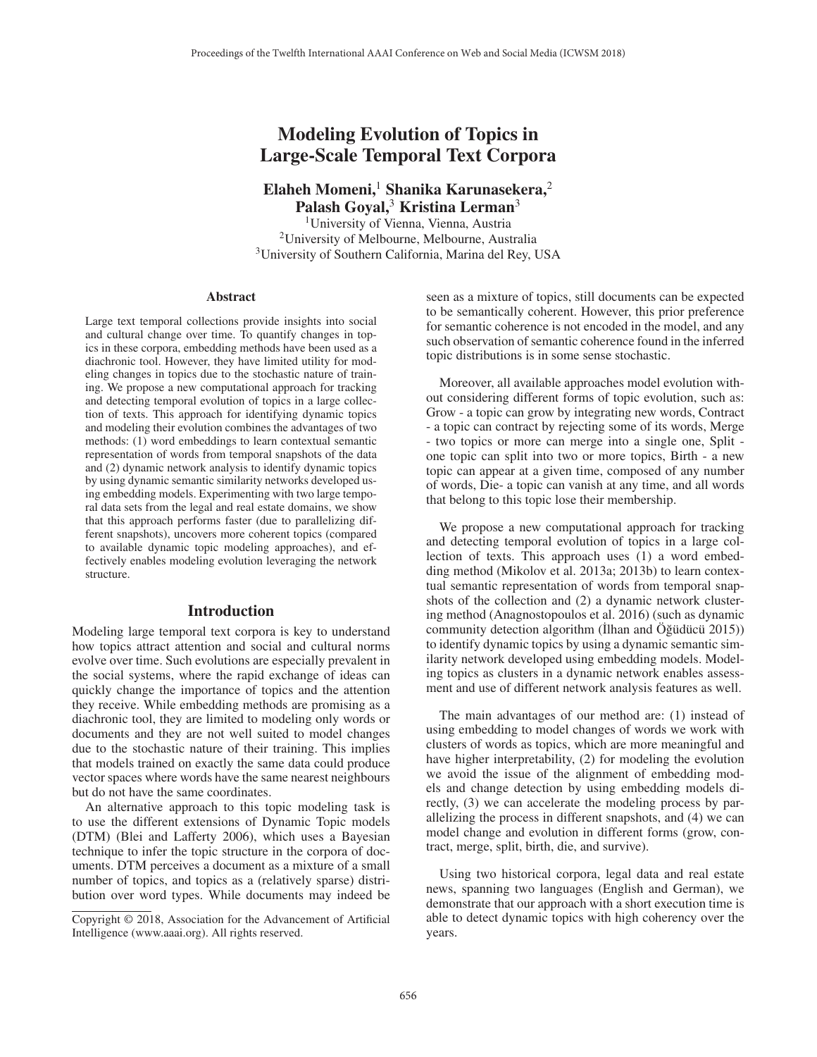# Modeling Evolution of Topics in Large-Scale Temporal Text Corpora

**Elaheh Momeni,[1] Shanika Karunasekera,[2] Palash Goyal,[3] Kristina Lerman[3]**

[1]University of Vienna, Vienna, Austria
[2]University of Melbourne, Melbourne, Australia
[3]University of Southern California, Marina del Rey, USA

## Abstract

Large text temporal collections provide insights into social and cultural change over time. To quantify changes in topics in these corpora, embedding methods have been used as a diachronic tool. However, they have limited utility for modeling changes in topics due to the stochastic nature of training. We propose a new computational approach for tracking and detecting temporal evolution of topics in a large collection of texts. This approach for identifying dynamic topics and modeling their evolution combines the advantages of two methods: (1) word embeddings to learn contextual semantic representation of words from temporal snapshots of the data and (2) dynamic network analysis to identify dynamic topics by using dynamic semantic similarity networks developed using embedding models. Experimenting with two large temporal data sets from the legal and real estate domains, we show that this approach performs faster (due to parallelizing different snapshots), uncovers more coherent topics (compared to available dynamic topic modeling approaches), and effectively enables modeling evolution leveraging the network structure.

## Introduction

Modeling large temporal text corpora is key to understand how topics attract attention and social and cultural norms evolve over time. Such evolutions are especially prevalent in the social systems, where the rapid exchange of ideas can quickly change the importance of topics and the attention they receive. While embedding methods are promising as a diachronic tool, they are limited to modeling only words or documents and they are not well suited to model changes due to the stochastic nature of their training. This implies that models trained on exactly the same data could produce vector spaces where words have the same nearest neighbours but do not have the same coordinates.

An alternative approach to this topic modeling task is to use the different extensions of Dynamic Topic models (DTM) (Blei and Lafferty 2006), which uses a Bayesian technique to infer the topic structure in the corpora of documents. DTM perceives a document as a mixture of a small number of topics, and topics as a (relatively sparse) distribution over word types. While documents may indeed be seen as a mixture of topics, still documents can be expected to be semantically coherent. However, this prior preference for semantic coherence is not encoded in the model, and any such observation of semantic coherence found in the inferred topic distributions is in some sense stochastic.

Moreover, all available approaches model evolution without considering different forms of topic evolution, such as: Grow - a topic can grow by integrating new words, Contract - a topic can contract by rejecting some of its words, Merge - two topics or more can merge into a single one, Split - one topic can split into two or more topics, Birth - a new topic can appear at a given time, composed of any number of words, Die- a topic can vanish at any time, and all words that belong to this topic lose their membership.

We propose a new computational approach for tracking and detecting temporal evolution of topics in a large collection of texts. This approach uses (1) a word embedding method (Mikolov et al. 2013a; 2013b) to learn contextual semantic representation of words from temporal snapshots of the collection and (2) a dynamic network clustering method (Anagnostopoulos et al. 2016) (such as dynamic community detection algorithm (İlhan and Öğüdücü 2015)) to identify dynamic topics by using a dynamic semantic similarity network developed using embedding models. Modeling topics as clusters in a dynamic network enables assessment and use of different network analysis features as well.

The main advantages of our method are: (1) instead of using embedding to model changes of words we work with clusters of words as topics, which are more meaningful and have higher interpretability, (2) for modeling the evolution we avoid the issue of the alignment of embedding models and change detection by using embedding models directly, (3) we can accelerate the modeling process by parallelizing the process in different snapshots, and (4) we can model change and evolution in different forms (grow, contract, merge, split, birth, die, and survive).

Using two historical corpora, legal data and real estate news, spanning two languages (English and German), we demonstrate that our approach with a short execution time is able to detect dynamic topics with high coherency over the years.

Copyright © 2018, Association for the Advancement of Artificial Intelligence (www.aaai.org). All rights reserved.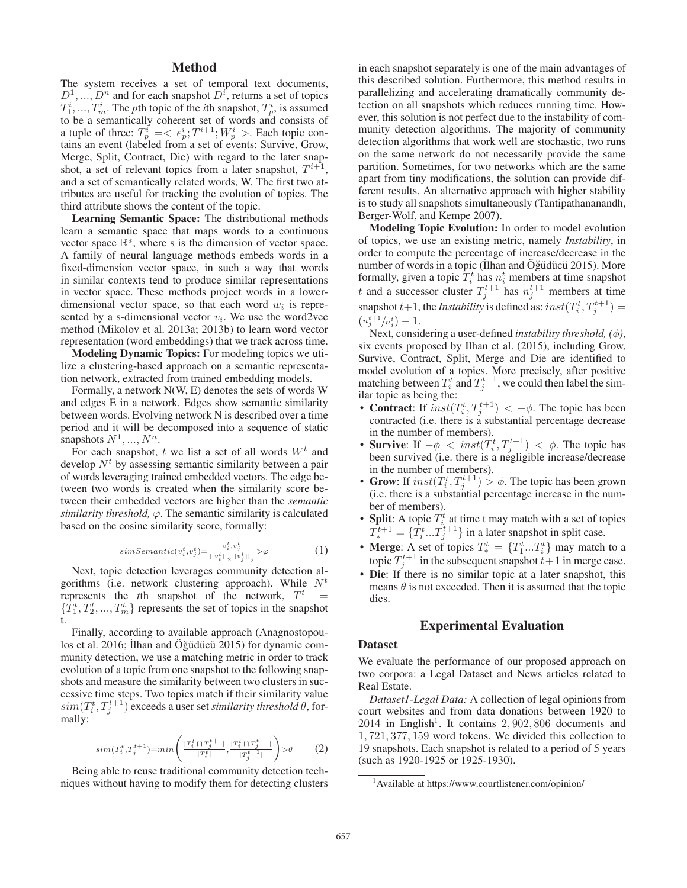## Method

The system receives a set of temporal text documents, $D^1, ..., D^n$ and for each snapshot $D^i$, returns a set of topics $T_1^i, ..., T_m^i$. The $p$th topic of the $i$th snapshot, $T_p^i$, is assumed to be a semantically coherent set of words and consists of a tuple of three: $T_p^i = < e_p^i; T^{i+1}; W_p^i >$. Each topic contains an event (labeled from a set of events: Survive, Grow, Merge, Split, Contract, Die) with regard to the later snapshot, a set of relevant topics from a later snapshot, $T^{i+1}$, and a set of semantically related words, W. The first two attributes are useful for tracking the evolution of topics. The third attribute shows the content of the topic.

**Learning Semantic Space:** The distributional methods learn a semantic space that maps words to a continuous vector space $\mathbb{R}^s$, where s is the dimension of vector space. A family of neural language methods embeds words in a fixed-dimension vector space, in such a way that words in similar contexts tend to produce similar representations in vector space. These methods project words in a lower-dimensional vector space, so that each word $w_i$ is represented by a s-dimensional vector $v_i$. We use the word2vec method (Mikolov et al. 2013a; 2013b) to learn word vector representation (word embeddings) that we track across time.

**Modeling Dynamic Topics:** For modeling topics we utilize a clustering-based approach on a semantic representation network, extracted from trained embedding models.

Formally, a network N(W, E) denotes the sets of words W and edges E in a network. Edges show semantic similarity between words. Evolving network N is described over a time period and it will be decomposed into a sequence of static snapshots $N^1, ..., N^n$.

For each snapshot, $t$ we list a set of all words $W^t$ and develop $N^t$ by assessing semantic similarity between a pair of words leveraging trained embedded vectors. The edge between two words is created when the similarity score between their embedded vectors are higher than the *semantic similarity threshold,* $\varphi$. The semantic similarity is calculated based on the cosine similarity score, formally:

$$simSemantic(v_i^t, v_j^t) = \frac{v_i^t . v_j^t}{||v_i^t||_2 ||v_j^t||_2} > \varphi \tag{1}$$

Next, topic detection leverages community detection algorithms (i.e. network clustering approach). While $N^t$ represents the $t$th snapshot of the network, $T^t = \{T_1^t, T_2^t, ..., T_m^t\}$ represents the set of topics in the snapshot t.

Finally, according to available approach (Anagnostopoulos et al. 2016; İlhan and Öğüdücü 2015) for dynamic community detection, we use a matching metric in order to track evolution of a topic from one snapshot to the following snapshots and measure the similarity between two clusters in successive time steps. Two topics match if their similarity value $sim(T_i^t, T_j^{t+1})$ exceeds a user set *similarity threshold* $\theta$, formally:

$$sim(T_i^t, T_j^{t+1}) = min\left( \frac{|T_i^t \cap T_j^{t+1}|}{|T_i^t|}, \frac{|T_i^t \cap T_j^{t+1}|}{|T_j^{t+1}|} \right) > \theta \tag{2}$$

Being able to reuse traditional community detection techniques without having to modify them for detecting clusters in each snapshot separately is one of the main advantages of this described solution. Furthermore, this method results in parallelizing and accelerating dramatically community detection on all snapshots which reduces running time. However, this solution is not perfect due to the instability of community detection algorithms. The majority of community detection algorithms that work well are stochastic, two runs on the same network do not necessarily provide the same partition. Sometimes, for two networks which are the same apart from tiny modifications, the solution can provide different results. An alternative approach with higher stability is to study all snapshots simultaneously (Tantipathananandh, Berger-Wolf, and Kempe 2007).

**Modeling Topic Evolution:** In order to model evolution of topics, we use an existing metric, namely *Instability*, in order to compute the percentage of increase/decrease in the number of words in a topic (İlhan and Öğüdücü 2015). More formally, given a topic $T_i^t$ has $n_i^t$ members at time snapshot $t$ and a successor cluster $T_j^{t+1}$ has $n_j^{t+1}$ members at time snapshot $t+1$, the *Instability* is defined as: $inst(T_i^t, T_j^{t+1}) = (n_j^{t+1}/n_i^t) - 1$.

Next, considering a user-defined *instability threshold,* ($\phi$), six events proposed by Ilhan et al. (2015), including Grow, Survive, Contract, Split, Merge and Die are identified to model evolution of a topics. More precisely, after positive matching between $T_i^t$ and $T_j^{t+1}$, we could then label the similar topic as being the:

- **Contract**: If $inst(T_i^t, T_j^{t+1}) < -\phi$. The topic has been contracted (i.e. there is a substantial percentage decrease in the number of members).
- **Survive**: If $-\phi < inst(T_i^t, T_j^{t+1}) < \phi$. The topic has been survived (i.e. there is a negligible increase/decrease in the number of members).
- **Grow**: If $inst(T_i^t, T_j^{t+1}) > \phi$. The topic has been grown (i.e. there is a substantial percentage increase in the number of members).
- **Split**: A topic $T_i^t$ at time t may match with a set of topics $T_*^{t+1} = \{T_i^t ... T_j^{t+1}\}$ in a later snapshot in split case.
- **Merge**: A set of topics $T_*^t = \{T_1^t ... T_i^t\}$ may match to a topic $T_j^{t+1}$ in the subsequent snapshot $t+1$ in merge case.
- **Die**: If there is no similar topic at a later snapshot, this means $\theta$ is not exceeded. Then it is assumed that the topic dies.

## Experimental Evaluation

### Dataset

We evaluate the performance of our proposed approach on two corpora: a Legal Dataset and News articles related to Real Estate.

*Dataset1-Legal Data:* A collection of legal opinions from court websites and from data donations between 1920 to 2014 in English[1]. It contains $2,902,806$ documents and $1,721,377,159$ word tokens. We divided this collection to 19 snapshots. Each snapshot is related to a period of 5 years (such as 1920-1925 or 1925-1930).

[1] Available at https://www.courtlistener.com/opinion/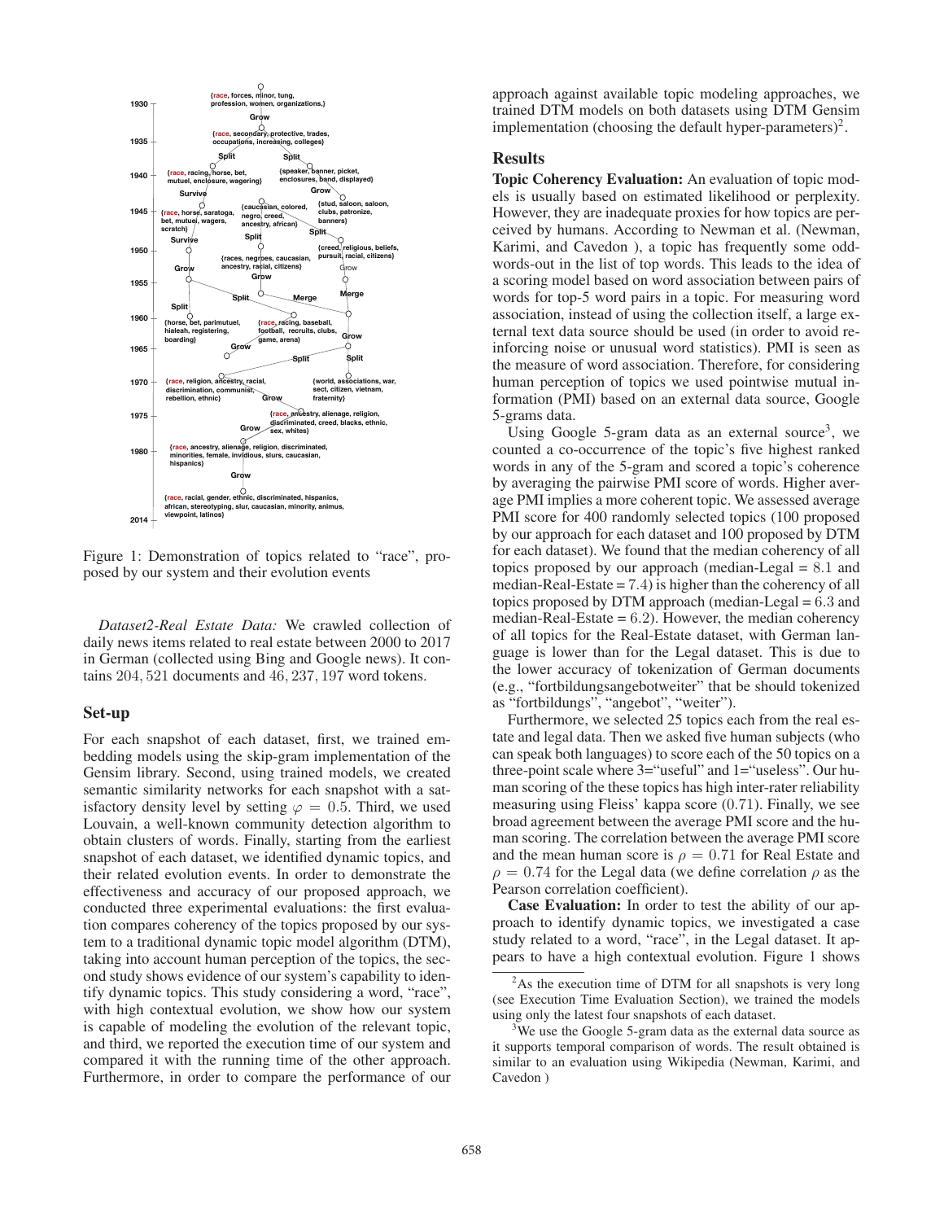Figure 1: Demonstration of topics related to "race", proposed by our system and their evolution events

*Dataset2-Real Estate Data:* We crawled collection of daily news items related to real estate between 2000 to 2017 in German (collected using Bing and Google news). It contains $204,521$ documents and $46,237,197$ word tokens.

## Set-up

For each snapshot of each dataset, first, we trained embedding models using the skip-gram implementation of the Gensim library. Second, using trained models, we created semantic similarity networks for each snapshot with a satisfactory density level by setting $\varphi = 0.5$. Third, we used Louvain, a well-known community detection algorithm to obtain clusters of words. Finally, starting from the earliest snapshot of each dataset, we identified dynamic topics, and their related evolution events. In order to demonstrate the effectiveness and accuracy of our proposed approach, we conducted three experimental evaluations: the first evaluation compares coherency of the topics proposed by our system to a traditional dynamic topic model algorithm (DTM), taking into account human perception of the topics, the second study shows evidence of our system's capability to identify dynamic topics. This study considering a word, "race", with high contextual evolution, we show how our system is capable of modeling the evolution of the relevant topic, and third, we reported the execution time of our system and compared it with the running time of the other approach. Furthermore, in order to compare the performance of our approach against available topic modeling approaches, we trained DTM models on both datasets using DTM Gensim implementation (choosing the default hyper-parameters)[2].

## Results

**Topic Coherency Evaluation:** An evaluation of topic models is usually based on estimated likelihood or perplexity. However, they are inadequate proxies for how topics are perceived by humans. According to Newman et al. (Newman, Karimi, and Cavedon ), a topic has frequently some odd-words-out in the list of top words. This leads to the idea of a scoring model based on word association between pairs of words for top-5 word pairs in a topic. For measuring word association, instead of using the collection itself, a large external text data source should be used (in order to avoid reinforcing noise or unusual word statistics). PMI is seen as the measure of word association. Therefore, for considering human perception of topics we used pointwise mutual information (PMI) based on an external data source, Google 5-grams data.

Using Google 5-gram data as an external source[3], we counted a co-occurrence of the topic's five highest ranked words in any of the 5-gram and scored a topic's coherence by averaging the pairwise PMI score of words. Higher average PMI implies a more coherent topic. We assessed average PMI score for 400 randomly selected topics (100 proposed by our approach for each dataset and 100 proposed by DTM for each dataset). We found that the median coherency of all topics proposed by our approach (median-Legal = $8.1$ and median-Real-Estate = $7.4$) is higher than the coherency of all topics proposed by DTM approach (median-Legal = $6.3$ and median-Real-Estate = $6.2$). However, the median coherency of all topics for the Real-Estate dataset, with German language is lower than for the Legal dataset. This is due to the lower accuracy of tokenization of German documents (e.g., "fortbildungsangebotweiter" that be should tokenized as "fortbildungs", "angebot", "weiter").

Furthermore, we selected 25 topics each from the real estate and legal data. Then we asked five human subjects (who can speak both languages) to score each of the 50 topics on a three-point scale where 3="useful" and 1="useless". Our human scoring of the these topics has high inter-rater reliability measuring using Fleiss' kappa score $(0.71)$. Finally, we see broad agreement between the average PMI score and the human scoring. The correlation between the average PMI score and the mean human score is $\rho = 0.71$ for Real Estate and $\rho = 0.74$ for the Legal data (we define correlation $\rho$ as the Pearson correlation coefficient).

**Case Evaluation:** In order to test the ability of our approach to identify dynamic topics, we investigated a case study related to a word, "race", in the Legal dataset. It appears to have a high contextual evolution. Figure 1 shows

[2] As the execution time of DTM for all snapshots is very long (see Execution Time Evaluation Section), we trained the models using only the latest four snapshots of each dataset.

[3] We use the Google 5-gram data as the external data source as it supports temporal comparison of words. The result obtained is similar to an evaluation using Wikipedia (Newman, Karimi, and Cavedon )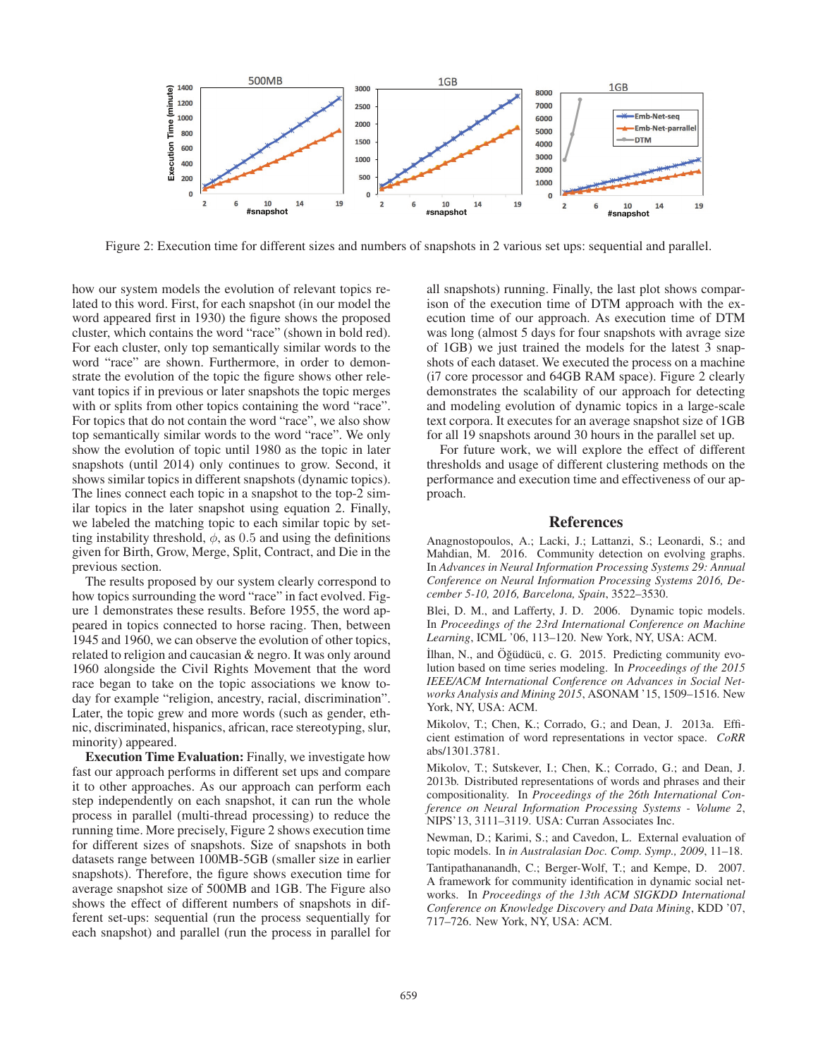500MB

Execution Time (minute)

1400
1200
1000
800
600
400
200
0

2 6 10 14 19
#snapshot

1GB

3000
2500
2000
1500
1000
500
0

2 6 10 14 19
#snapshot

1GB

8000
7000
6000
5000
4000
3000
2000
1000
0

2 6 10 14 19
#snapshot

Emb-Net-seq
Emb-Net-parralel
DTM

Figure 2: Execution time for different sizes and numbers of snapshots in 2 various set ups: sequential and parallel.

how our system models the evolution of relevant topics related to this word. First, for each snapshot (in our model the word appeared first in 1930) the figure shows the proposed cluster, which contains the word "race" (shown in bold red). For each cluster, only top semantically similar words to the word "race" are shown. Furthermore, in order to demonstrate the evolution of the topic the figure shows other relevant topics if in previous or later snapshots the topic merges with or splits from other topics containing the word "race". For topics that do not contain the word "race", we also show top semantically similar words to the word "race". We only show the evolution of topic until 1980 as the topic in later snapshots (until 2014) only continues to grow. Second, it shows similar topics in different snapshots (dynamic topics). The lines connect each topic in a snapshot to the top-2 similar topics in the later snapshot using equation 2. Finally, we labeled the matching topic to each similar topic by setting instability threshold, $\phi$, as $0.5$ and using the definitions given for Birth, Grow, Merge, Split, Contract, and Die in the previous section.

The results proposed by our system clearly correspond to how topics surrounding the word "race" in fact evolved. Figure 1 demonstrates these results. Before 1955, the word appeared in topics connected to horse racing. Then, between 1945 and 1960, we can observe the evolution of other topics, related to religion and caucasian & negro. It was only around 1960 alongside the Civil Rights Movement that the word race began to take on the topic associations we know today for example "religion, ancestry, racial, discrimination". Later, the topic grew and more words (such as gender, ethnic, discriminated, hispanics, african, race stereotyping, slur, minority) appeared.

**Execution Time Evaluation:** Finally, we investigate how fast our approach performs in different set ups and compare it to other approaches. As our approach can perform each step independently on each snapshot, it can run the whole process in parallel (multi-thread processing) to reduce the running time. More precisely, Figure 2 shows execution time for different sizes of snapshots. Size of snapshots in both datasets range between 100MB-5GB (smaller size in earlier snapshots). Therefore, the figure shows execution time for average snapshot size of 500MB and 1GB. The Figure also shows the effect of different numbers of snapshots in different set-ups: sequential (run the process sequentially for each snapshot) and parallel (run the process in parallel for all snapshots) running. Finally, the last plot shows comparison of the execution time of DTM approach with the execution time of our approach. As execution time of DTM was long (almost 5 days for four snapshots with avrage size of 1GB) we just trained the models for the latest 3 snapshots of each dataset. We executed the process on a machine (i7 core processor and 64GB RAM space). Figure 2 clearly demonstrates the scalability of our approach for detecting and modeling evolution of dynamic topics in a large-scale text corpora. It executes for an average snapshot size of 1GB for all 19 snapshots around 30 hours in the parallel set up.

For future work, we will explore the effect of different thresholds and usage of different clustering methods on the performance and execution time and effectiveness of our approach.

## References

Anagnostopoulos, A.; Lacki, J.; Lattanzi, S.; Leonardi, S.; and Mahdian, M. 2016. Community detection on evolving graphs. In *Advances in Neural Information Processing Systems 29: Annual Conference on Neural Information Processing Systems 2016, December 5-10, 2016, Barcelona, Spain*, 3522–3530.

Blei, D. M., and Lafferty, J. D. 2006. Dynamic topic models. In *Proceedings of the 23rd International Conference on Machine Learning*, ICML '06, 113–120. New York, NY, USA: ACM.

İlhan, N., and Öğüdücü, c. G. 2015. Predicting community evolution based on time series modeling. In *Proceedings of the 2015 IEEE/ACM International Conference on Advances in Social Networks Analysis and Mining 2015*, ASONAM '15, 1509–1516. New York, NY, USA: ACM.

Mikolov, T.; Chen, K.; Corrado, G.; and Dean, J. 2013a. Efficient estimation of word representations in vector space. *CoRR* abs/1301.3781.

Mikolov, T.; Sutskever, I.; Chen, K.; Corrado, G.; and Dean, J. 2013b. Distributed representations of words and phrases and their compositionality. In *Proceedings of the 26th International Conference on Neural Information Processing Systems - Volume 2*, NIPS'13, 3111–3119. USA: Curran Associates Inc.

Newman, D.; Karimi, S.; and Cavedon, L. External evaluation of topic models. In *in Australasian Doc. Comp. Symp., 2009*, 11–18.

Tantipathananandh, C.; Berger-Wolf, T.; and Kempe, D. 2007. A framework for community identification in dynamic social networks. In *Proceedings of the 13th ACM SIGKDD International Conference on Knowledge Discovery and Data Mining*, KDD '07, 717–726. New York, NY, USA: ACM.